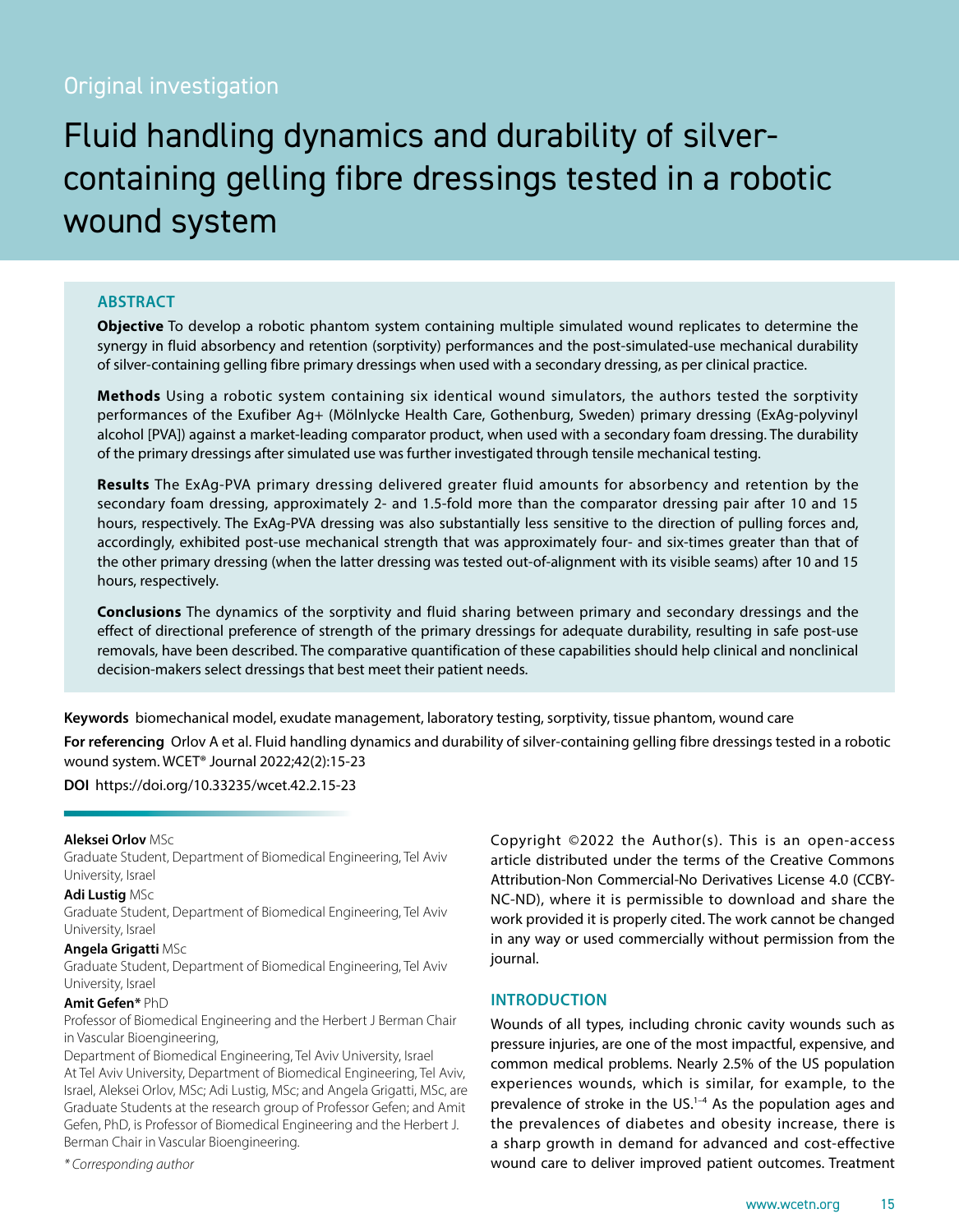Original investigation

# Fluid handling dynamics and durability of silver-containing gelling fibre dressings tested in a robotic wound system

## ABSTRACT

**Objective** To develop a robotic phantom system containing multiple simulated wound replicates to determine the synergy in fluid absorbency and retention (sorptivity) performances and the post-simulated-use mechanical durability of silver-containing gelling fibre primary dressings when used with a secondary dressing, as per clinical practice.

**Methods** Using a robotic system containing six identical wound simulators, the authors tested the sorptivity performances of the Exufiber Ag+ (Mölnlycke Health Care, Gothenburg, Sweden) primary dressing (ExAg-polyvinyl alcohol [PVA]) against a market-leading comparator product, when used with a secondary foam dressing. The durability of the primary dressings after simulated use was further investigated through tensile mechanical testing.

**Results** The ExAg-PVA primary dressing delivered greater fluid amounts for absorbency and retention by the secondary foam dressing, approximately 2- and 1.5-fold more than the comparator dressing pair after 10 and 15 hours, respectively. The ExAg-PVA dressing was also substantially less sensitive to the direction of pulling forces and, accordingly, exhibited post-use mechanical strength that was approximately four- and six-times greater than that of the other primary dressing (when the latter dressing was tested out-of-alignment with its visible seams) after 10 and 15 hours, respectively.

**Conclusions** The dynamics of the sorptivity and fluid sharing between primary and secondary dressings and the effect of directional preference of strength of the primary dressings for adequate durability, resulting in safe post-use removals, have been described. The comparative quantification of these capabilities should help clinical and nonclinical decision-makers select dressings that best meet their patient needs.

**Keywords** biomechanical model, exudate management, laboratory testing, sorptivity, tissue phantom, wound care

**For referencing** Orlov A et al. Fluid handling dynamics and durability of silver-containing gelling fibre dressings tested in a robotic wound system. WCET® Journal 2022;42(2):15-23

**DOI** https://doi.org/10.33235/wcet.42.2.15-23

**Aleksei Orlov** MSc
Graduate Student, Department of Biomedical Engineering, Tel Aviv University, Israel

**Adi Lustig** MSc
Graduate Student, Department of Biomedical Engineering, Tel Aviv University, Israel

**Angela Grigatti** MSc
Graduate Student, Department of Biomedical Engineering, Tel Aviv University, Israel

**Amit Gefen*** PhD
Professor of Biomedical Engineering and the Herbert J Berman Chair in Vascular Bioengineering,
Department of Biomedical Engineering, Tel Aviv University, Israel
At Tel Aviv University, Department of Biomedical Engineering, Tel Aviv, Israel, Aleksei Orlov, MSc; Adi Lustig, MSc; and Angela Grigatti, MSc, are Graduate Students at the research group of Professor Gefen; and Amit Gefen, PhD, is Professor of Biomedical Engineering and the Herbert J. Berman Chair in Vascular Bioengineering.

*\* Corresponding author*

Copyright ©2022 the Author(s). This is an open-access article distributed under the terms of the Creative Commons Attribution-Non Commercial-No Derivatives License 4.0 (CCBY-NC-ND), where it is permissible to download and share the work provided it is properly cited. The work cannot be changed in any way or used commercially without permission from the journal.

## INTRODUCTION

Wounds of all types, including chronic cavity wounds such as pressure injuries, are one of the most impactful, expensive, and common medical problems. Nearly 2.5% of the US population experiences wounds, which is similar, for example, to the prevalence of stroke in the US.[1–4] As the population ages and the prevalences of diabetes and obesity increase, there is a sharp growth in demand for advanced and cost-effective wound care to deliver improved patient outcomes. Treatment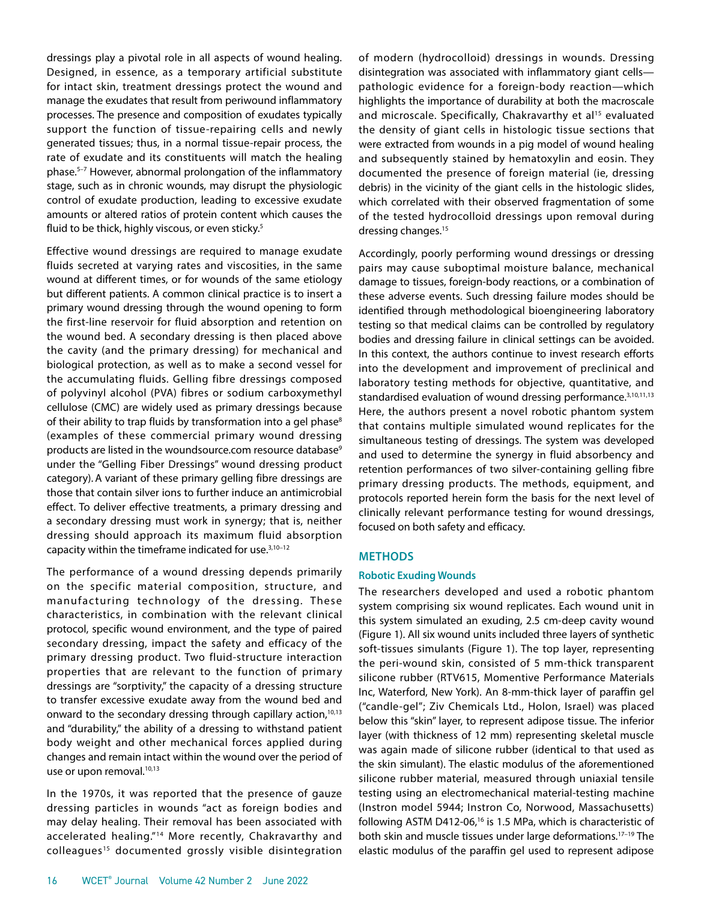dressings play a pivotal role in all aspects of wound healing. Designed, in essence, as a temporary artificial substitute for intact skin, treatment dressings protect the wound and manage the exudates that result from periwound inflammatory processes. The presence and composition of exudates typically support the function of tissue-repairing cells and newly generated tissues; thus, in a normal tissue-repair process, the rate of exudate and its constituents will match the healing phase.[5–7] However, abnormal prolongation of the inflammatory stage, such as in chronic wounds, may disrupt the physiologic control of exudate production, leading to excessive exudate amounts or altered ratios of protein content which causes the fluid to be thick, highly viscous, or even sticky.[5]

Effective wound dressings are required to manage exudate fluids secreted at varying rates and viscosities, in the same wound at different times, or for wounds of the same etiology but different patients. A common clinical practice is to insert a primary wound dressing through the wound opening to form the first-line reservoir for fluid absorption and retention on the wound bed. A secondary dressing is then placed above the cavity (and the primary dressing) for mechanical and biological protection, as well as to make a second vessel for the accumulating fluids. Gelling fibre dressings composed of polyvinyl alcohol (PVA) fibres or sodium carboxymethyl cellulose (CMC) are widely used as primary dressings because of their ability to trap fluids by transformation into a gel phase[8] (examples of these commercial primary wound dressing products are listed in the woundsource.com resource database[9] under the "Gelling Fiber Dressings" wound dressing product category). A variant of these primary gelling fibre dressings are those that contain silver ions to further induce an antimicrobial effect. To deliver effective treatments, a primary dressing and a secondary dressing must work in synergy; that is, neither dressing should approach its maximum fluid absorption capacity within the timeframe indicated for use.[3,10–12]

The performance of a wound dressing depends primarily on the specific material composition, structure, and manufacturing technology of the dressing. These characteristics, in combination with the relevant clinical protocol, specific wound environment, and the type of paired secondary dressing, impact the safety and efficacy of the primary dressing product. Two fluid-structure interaction properties that are relevant to the function of primary dressings are "sorptivity," the capacity of a dressing structure to transfer excessive exudate away from the wound bed and onward to the secondary dressing through capillary action,[10,13] and "durability," the ability of a dressing to withstand patient body weight and other mechanical forces applied during changes and remain intact within the wound over the period of use or upon removal.[10,13]

In the 1970s, it was reported that the presence of gauze dressing particles in wounds "act as foreign bodies and may delay healing. Their removal has been associated with accelerated healing."[14] More recently, Chakravarthy and colleagues[15] documented grossly visible disintegration of modern (hydrocolloid) dressings in wounds. Dressing disintegration was associated with inflammatory giant cells—pathologic evidence for a foreign-body reaction—which highlights the importance of durability at both the macroscale and microscale. Specifically, Chakravarthy et al[15] evaluated the density of giant cells in histologic tissue sections that were extracted from wounds in a pig model of wound healing and subsequently stained by hematoxylin and eosin. They documented the presence of foreign material (ie, dressing debris) in the vicinity of the giant cells in the histologic slides, which correlated with their observed fragmentation of some of the tested hydrocolloid dressings upon removal during dressing changes.[15]

Accordingly, poorly performing wound dressings or dressing pairs may cause suboptimal moisture balance, mechanical damage to tissues, foreign-body reactions, or a combination of these adverse events. Such dressing failure modes should be identified through methodological bioengineering laboratory testing so that medical claims can be controlled by regulatory bodies and dressing failure in clinical settings can be avoided. In this context, the authors continue to invest research efforts into the development and improvement of preclinical and laboratory testing methods for objective, quantitative, and standardised evaluation of wound dressing performance.[3,10,11,13] Here, the authors present a novel robotic phantom system that contains multiple simulated wound replicates for the simultaneous testing of dressings. The system was developed and used to determine the synergy in fluid absorbency and retention performances of two silver-containing gelling fibre primary dressing products. The methods, equipment, and protocols reported herein form the basis for the next level of clinically relevant performance testing for wound dressings, focused on both safety and efficacy.

## METHODS

### Robotic Exuding Wounds

The researchers developed and used a robotic phantom system comprising six wound replicates. Each wound unit in this system simulated an exuding, 2.5 cm-deep cavity wound (Figure 1). All six wound units included three layers of synthetic soft-tissues simulants (Figure 1). The top layer, representing the peri-wound skin, consisted of 5 mm-thick transparent silicone rubber (RTV615, Momentive Performance Materials Inc, Waterford, New York). An 8-mm-thick layer of paraffin gel ("candle-gel"; Ziv Chemicals Ltd., Holon, Israel) was placed below this "skin" layer, to represent adipose tissue. The inferior layer (with thickness of 12 mm) representing skeletal muscle was again made of silicone rubber (identical to that used as the skin simulant). The elastic modulus of the aforementioned silicone rubber material, measured through uniaxial tensile testing using an electromechanical material-testing machine (Instron model 5944; Instron Co, Norwood, Massachusetts) following ASTM D412-06,[16] is 1.5 MPa, which is characteristic of both skin and muscle tissues under large deformations.[17–19] The elastic modulus of the paraffin gel used to represent adipose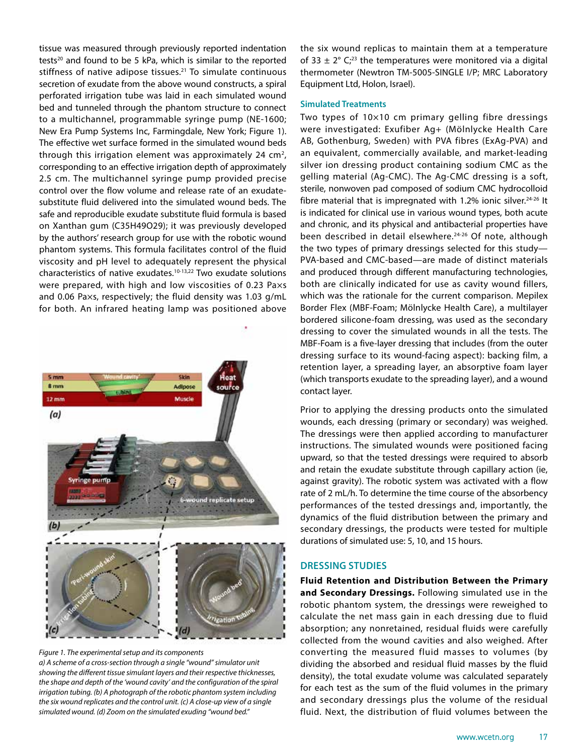tissue was measured through previously reported indentation tests[20] and found to be 5 kPa, which is similar to the reported stiffness of native adipose tissues.[21] To simulate continuous secretion of exudate from the above wound constructs, a spiral perforated irrigation tube was laid in each simulated wound bed and tunneled through the phantom structure to connect to a multichannel, programmable syringe pump (NE-1600; New Era Pump Systems Inc, Farmingdale, New York; Figure 1). The effective wet surface formed in the simulated wound beds through this irrigation element was approximately 24 cm$^2$, corresponding to an effective irrigation depth of approximately 2.5 cm. The multichannel syringe pump provided precise control over the flow volume and release rate of an exudate-substitute fluid delivered into the simulated wound beds. The safe and reproducible exudate substitute fluid formula is based on Xanthan gum ($C_{35}H_{49}O_{29}$); it was previously developed by the authors' research group for use with the robotic wound phantom systems. This formula facilitates control of the fluid viscosity and pH level to adequately represent the physical characteristics of native exudates.[10-13,22] Two exudate solutions were prepared, with high and low viscosities of 0.23 Pa×s and 0.06 Pa×s, respectively; the fluid density was 1.03 g/mL for both. An infrared heating lamp was positioned above the six wound replicas to maintain them at a temperature of 33 ± 2° C;[23] the temperatures were monitored via a digital thermometer (Newtron TM-5005-SINGLE I/P; MRC Laboratory Equipment Ltd, Holon, Israel).

Figure 1. The experimental setup and its components
a) A scheme of a cross-section through a single "wound" simulator unit showing the different tissue simulant layers and their respective thicknesses, the shape and depth of the 'wound cavity' and the configuration of the spiral irrigation tubing. (b) A photograph of the robotic phantom system including the six wound replicates and the control unit. (c) A close-up view of a single simulated wound. (d) Zoom on the simulated exuding "wound bed."

### Simulated Treatments

Two types of 10×10 cm primary gelling fibre dressings were investigated: Exufiber Ag+ (Mölnlycke Health Care AB, Gothenburg, Sweden) with PVA fibres (ExAg-PVA) and an equivalent, commercially available, and market-leading silver ion dressing product containing sodium CMC as the gelling material (Ag-CMC). The Ag-CMC dressing is a soft, sterile, nonwoven pad composed of sodium CMC hydrocolloid fibre material that is impregnated with 1.2% ionic silver.[24-26] It is indicated for clinical use in various wound types, both acute and chronic, and its physical and antibacterial properties have been described in detail elsewhere.[24-26] Of note, although the two types of primary dressings selected for this study—PVA-based and CMC-based—are made of distinct materials and produced through different manufacturing technologies, both are clinically indicated for use as cavity wound fillers, which was the rationale for the current comparison. Mepilex Border Flex (MBF-Foam; Mölnlycke Health Care), a multilayer bordered silicone-foam dressing, was used as the secondary dressing to cover the simulated wounds in all the tests. The MBF-Foam is a five-layer dressing that includes (from the outer dressing surface to its wound-facing aspect): backing film, a retention layer, a spreading layer, an absorptive foam layer (which transports exudate to the spreading layer), and a wound contact layer.

Prior to applying the dressing products onto the simulated wounds, each dressing (primary or secondary) was weighed. The dressings were then applied according to manufacturer instructions. The simulated wounds were positioned facing upward, so that the tested dressings were required to absorb and retain the exudate substitute through capillary action (ie, against gravity). The robotic system was activated with a flow rate of 2 mL/h. To determine the time course of the absorbency performances of the tested dressings and, importantly, the dynamics of the fluid distribution between the primary and secondary dressings, the products were tested for multiple durations of simulated use: 5, 10, and 15 hours.

## DRESSING STUDIES

**Fluid Retention and Distribution Between the Primary and Secondary Dressings.** Following simulated use in the robotic phantom system, the dressings were reweighed to calculate the net mass gain in each dressing due to fluid absorption; any nonretained, residual fluids were carefully collected from the wound cavities and also weighed. After converting the measured fluid masses to volumes (by dividing the absorbed and residual fluid masses by the fluid density), the total exudate volume was calculated separately for each test as the sum of the fluid volumes in the primary and secondary dressings plus the volume of the residual fluid. Next, the distribution of fluid volumes between the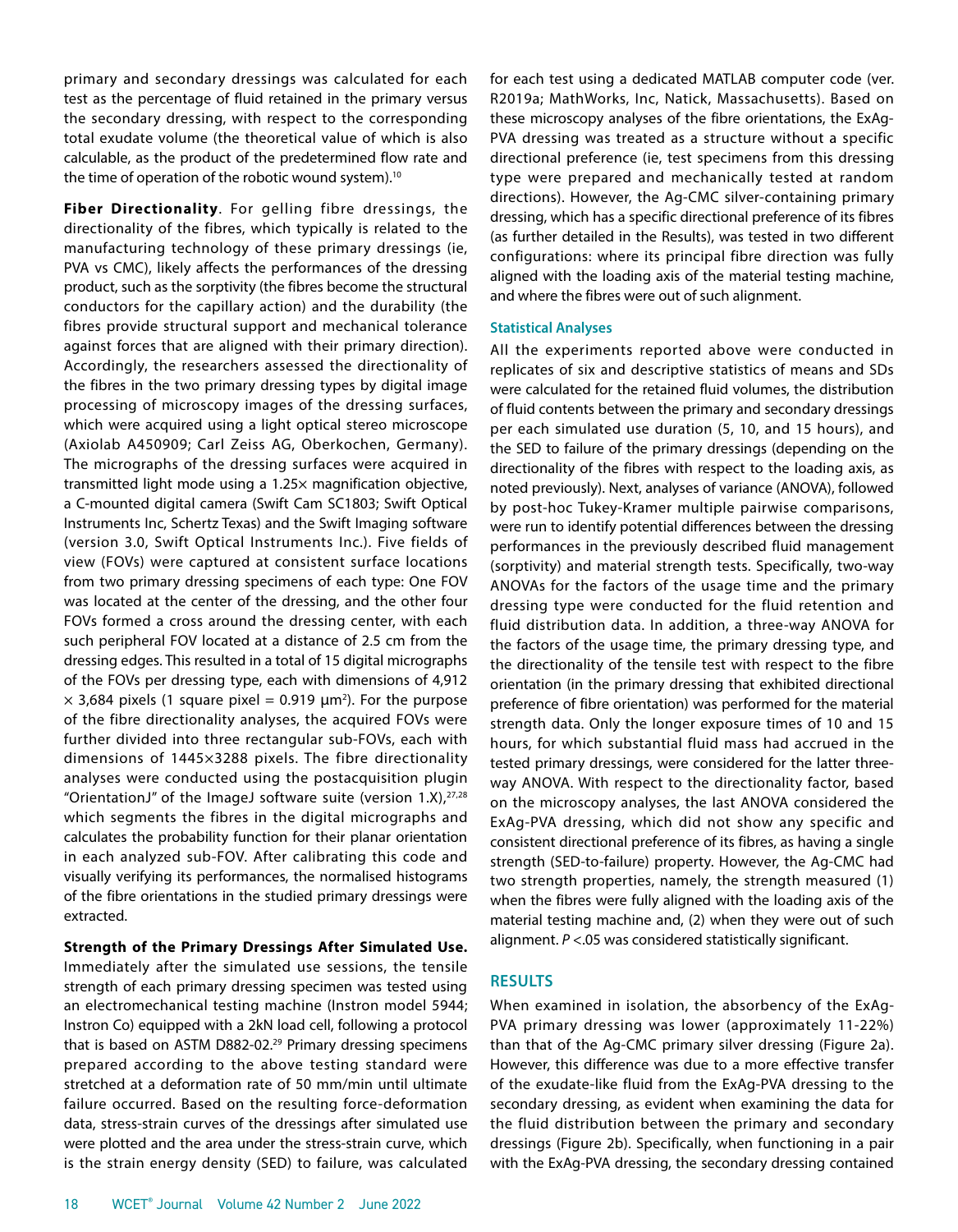primary and secondary dressings was calculated for each test as the percentage of fluid retained in the primary versus the secondary dressing, with respect to the corresponding total exudate volume (the theoretical value of which is also calculable, as the product of the predetermined flow rate and the time of operation of the robotic wound system).[10]

**Fiber Directionality**. For gelling fibre dressings, the directionality of the fibres, which typically is related to the manufacturing technology of these primary dressings (ie, PVA vs CMC), likely affects the performances of the dressing product, such as the sorptivity (the fibres become the structural conductors for the capillary action) and the durability (the fibres provide structural support and mechanical tolerance against forces that are aligned with their primary direction). Accordingly, the researchers assessed the directionality of the fibres in the two primary dressing types by digital image processing of microscopy images of the dressing surfaces, which were acquired using a light optical stereo microscope (Axiolab A450909; Carl Zeiss AG, Oberkochen, Germany). The micrographs of the dressing surfaces were acquired in transmitted light mode using a 1.25× magnification objective, a C-mounted digital camera (Swift Cam SC1803; Swift Optical Instruments Inc, Schertz Texas) and the Swift Imaging software (version 3.0, Swift Optical Instruments Inc.). Five fields of view (FOVs) were captured at consistent surface locations from two primary dressing specimens of each type: One FOV was located at the center of the dressing, and the other four FOVs formed a cross around the dressing center, with each such peripheral FOV located at a distance of 2.5 cm from the dressing edges. This resulted in a total of 15 digital micrographs of the FOVs per dressing type, each with dimensions of 4,912 × 3,684 pixels (1 square pixel = 0.919 µm$^2$). For the purpose of the fibre directionality analyses, the acquired FOVs were further divided into three rectangular sub-FOVs, each with dimensions of 1445×3288 pixels. The fibre directionality analyses were conducted using the postacquisition plugin "OrientationJ" of the ImageJ software suite (version 1.X),[27,28] which segments the fibres in the digital micrographs and calculates the probability function for their planar orientation in each analyzed sub-FOV. After calibrating this code and visually verifying its performances, the normalised histograms of the fibre orientations in the studied primary dressings were extracted.

**Strength of the Primary Dressings After Simulated Use.** Immediately after the simulated use sessions, the tensile strength of each primary dressing specimen was tested using an electromechanical testing machine (Instron model 5944; Instron Co) equipped with a 2kN load cell, following a protocol that is based on ASTM D882-02.[29] Primary dressing specimens prepared according to the above testing standard were stretched at a deformation rate of 50 mm/min until ultimate failure occurred. Based on the resulting force-deformation data, stress-strain curves of the dressings after simulated use were plotted and the area under the stress-strain curve, which is the strain energy density (SED) to failure, was calculated for each test using a dedicated MATLAB computer code (ver. R2019a; MathWorks, Inc, Natick, Massachusetts). Based on these microscopy analyses of the fibre orientations, the ExAg-PVA dressing was treated as a structure without a specific directional preference (ie, test specimens from this dressing type were prepared and mechanically tested at random directions). However, the Ag-CMC silver-containing primary dressing, which has a specific directional preference of its fibres (as further detailed in the Results), was tested in two different configurations: where its principal fibre direction was fully aligned with the loading axis of the material testing machine, and where the fibres were out of such alignment.

### Statistical Analyses

All the experiments reported above were conducted in replicates of six and descriptive statistics of means and SDs were calculated for the retained fluid volumes, the distribution of fluid contents between the primary and secondary dressings per each simulated use duration (5, 10, and 15 hours), and the SED to failure of the primary dressings (depending on the directionality of the fibres with respect to the loading axis, as noted previously). Next, analyses of variance (ANOVA), followed by post-hoc Tukey-Kramer multiple pairwise comparisons, were run to identify potential differences between the dressing performances in the previously described fluid management (sorptivity) and material strength tests. Specifically, two-way ANOVAs for the factors of the usage time and the primary dressing type were conducted for the fluid retention and fluid distribution data. In addition, a three-way ANOVA for the factors of the usage time, the primary dressing type, and the directionality of the tensile test with respect to the fibre orientation (in the primary dressing that exhibited directional preference of fibre orientation) was performed for the material strength data. Only the longer exposure times of 10 and 15 hours, for which substantial fluid mass had accrued in the tested primary dressings, were considered for the latter three-way ANOVA. With respect to the directionality factor, based on the microscopy analyses, the last ANOVA considered the ExAg-PVA dressing, which did not show any specific and consistent directional preference of its fibres, as having a single strength (SED-to-failure) property. However, the Ag-CMC had two strength properties, namely, the strength measured (1) when the fibres were fully aligned with the loading axis of the material testing machine and, (2) when they were out of such alignment. $P < .05$ was considered statistically significant.

## RESULTS

When examined in isolation, the absorbency of the ExAg-PVA primary dressing was lower (approximately 11-22%) than that of the Ag-CMC primary silver dressing (Figure 2a). However, this difference was due to a more effective transfer of the exudate-like fluid from the ExAg-PVA dressing to the secondary dressing, as evident when examining the data for the fluid distribution between the primary and secondary dressings (Figure 2b). Specifically, when functioning in a pair with the ExAg-PVA dressing, the secondary dressing contained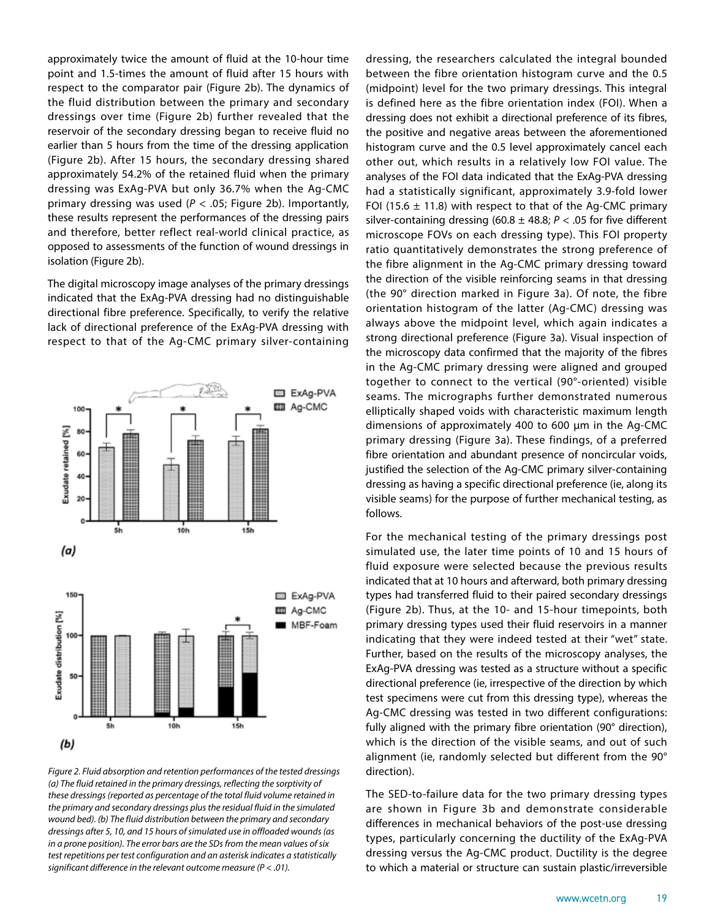approximately twice the amount of fluid at the 10-hour time point and 1.5-times the amount of fluid after 15 hours with respect to the comparator pair (Figure 2b). The dynamics of the fluid distribution between the primary and secondary dressings over time (Figure 2b) further revealed that the reservoir of the secondary dressing began to receive fluid no earlier than 5 hours from the time of the dressing application (Figure 2b). After 15 hours, the secondary dressing shared approximately 54.2% of the retained fluid when the primary dressing was ExAg-PVA but only 36.7% when the Ag-CMC primary dressing was used ($P < .05$; Figure 2b). Importantly, these results represent the performances of the dressing pairs and therefore, better reflect real-world clinical practice, as opposed to assessments of the function of wound dressings in isolation (Figure 2b).

The digital microscopy image analyses of the primary dressings indicated that the ExAg-PVA dressing had no distinguishable directional fibre preference. Specifically, to verify the relative lack of directional preference of the ExAg-PVA dressing with respect to that of the Ag-CMC primary silver-containing dressing, the researchers calculated the integral bounded between the fibre orientation histogram curve and the 0.5 (midpoint) level for the two primary dressings. This integral is defined here as the fibre orientation index (FOI). When a dressing does not exhibit a directional preference of its fibres, the positive and negative areas between the aforementioned histogram curve and the 0.5 level approximately cancel each other out, which results in a relatively low FOI value. The analyses of the FOI data indicated that the ExAg-PVA dressing had a statistically significant, approximately 3.9-fold lower FOI (15.6 ± 11.8) with respect to that of the Ag-CMC primary silver-containing dressing (60.8 ± 48.8; $P < .05$ for five different microscope FOVs on each dressing type). This FOI property ratio quantitatively demonstrates the strong preference of the fibre alignment in the Ag-CMC primary dressing toward the direction of the visible reinforcing seams in that dressing (the 90° direction marked in Figure 3a). Of note, the fibre orientation histogram of the latter (Ag-CMC) dressing was always above the midpoint level, which again indicates a strong directional preference (Figure 3a). Visual inspection of the microscopy data confirmed that the majority of the fibres in the Ag-CMC primary dressing were aligned and grouped together to connect to the vertical (90°-oriented) visible seams. The micrographs further demonstrated numerous elliptically shaped voids with characteristic maximum length dimensions of approximately 400 to 600 µm in the Ag-CMC primary dressing (Figure 3a). These findings, of a preferred fibre orientation and abundant presence of noncircular voids, justified the selection of the Ag-CMC primary silver-containing dressing as having a specific directional preference (ie, along its visible seams) for the purpose of further mechanical testing, as follows.

*Figure 2. Fluid absorption and retention performances of the tested dressings (a) The fluid retained in the primary dressings, reflecting the sorptivity of these dressings (reported as percentage of the total fluid volume retained in the primary and secondary dressings plus the residual fluid in the simulated wound bed). (b) The fluid distribution between the primary and secondary dressings after 5, 10, and 15 hours of simulated use in offloaded wounds (as in a prone position). The error bars are the SDs from the mean values of six test repetitions per test configuration and an asterisk indicates a statistically significant difference in the relevant outcome measure ($P < .01$).*

For the mechanical testing of the primary dressings post simulated use, the later time points of 10 and 15 hours of fluid exposure were selected because the previous results indicated that at 10 hours and afterward, both primary dressing types had transferred fluid to their paired secondary dressings (Figure 2b). Thus, at the 10- and 15-hour timepoints, both primary dressing types used their fluid reservoirs in a manner indicating that they were indeed tested at their "wet" state. Further, based on the results of the microscopy analyses, the ExAg-PVA dressing was tested as a structure without a specific directional preference (ie, irrespective of the direction by which test specimens were cut from this dressing type), whereas the Ag-CMC dressing was tested in two different configurations: fully aligned with the primary fibre orientation (90° direction), which is the direction of the visible seams, and out of such alignment (ie, randomly selected but different from the 90° direction).

The SED-to-failure data for the two primary dressing types are shown in Figure 3b and demonstrate considerable differences in mechanical behaviors of the post-use dressing types, particularly concerning the ductility of the ExAg-PVA dressing versus the Ag-CMC product. Ductility is the degree to which a material or structure can sustain plastic/irreversible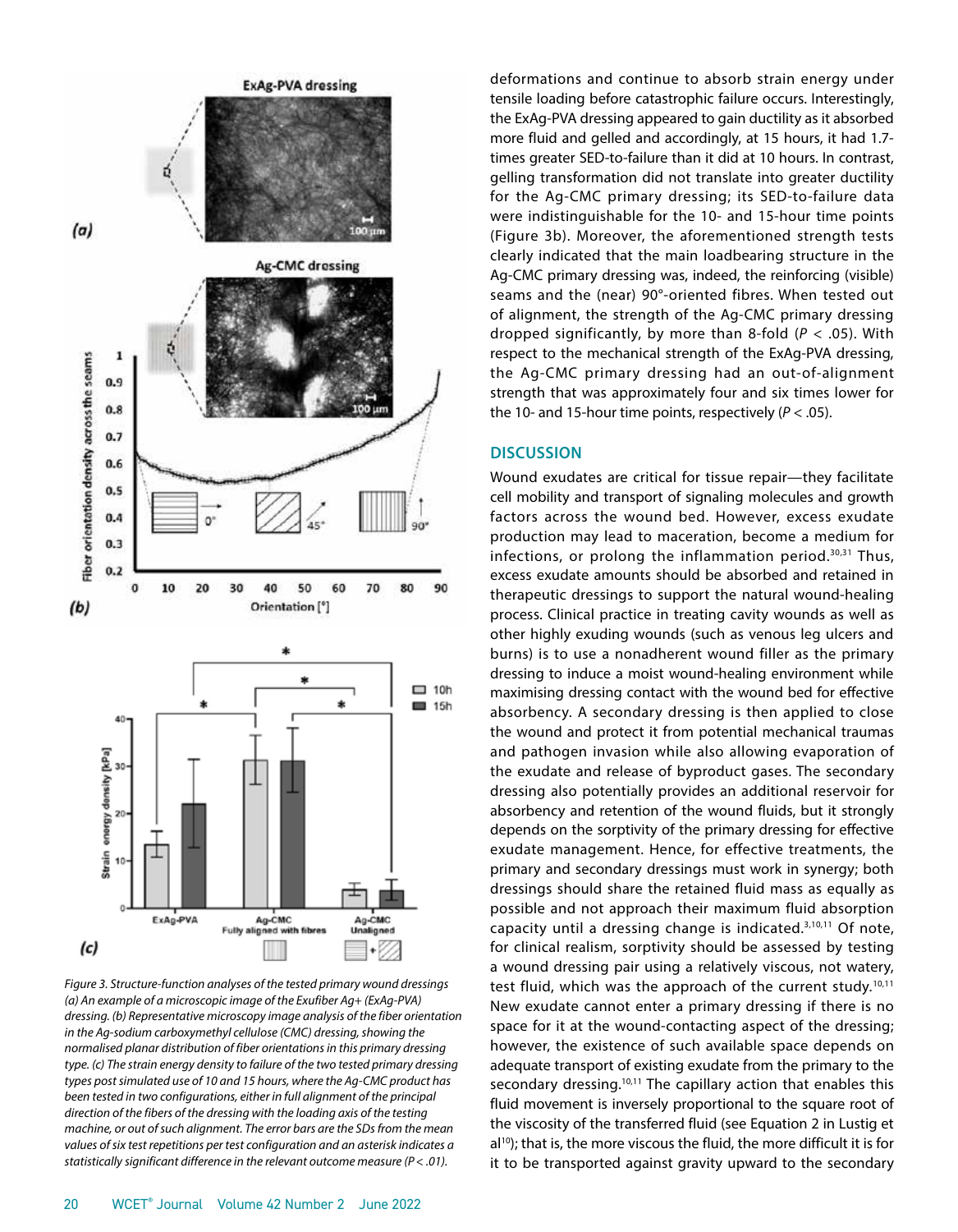Figure 3. Structure-function analyses of the tested primary wound dressings (a) An example of a microscopic image of the Exufiber Ag+ (ExAg-PVA) dressing. (b) Representative microscopy image analysis of the fiber orientation in the Ag-sodium carboxymethyl cellulose (CMC) dressing, showing the normalised planar distribution of fiber orientations in this primary dressing type. (c) The strain energy density to failure of the two tested primary dressing types post simulated use of 10 and 15 hours, where the Ag-CMC product has been tested in two configurations, either in full alignment of the principal direction of the fibers of the dressing with the loading axis of the testing machine, or out of such alignment. The error bars are the SDs from the mean values of six test repetitions per test configuration and an asterisk indicates a statistically significant difference in the relevant outcome measure ($P < .01$).

deformations and continue to absorb strain energy under tensile loading before catastrophic failure occurs. Interestingly, the ExAg-PVA dressing appeared to gain ductility as it absorbed more fluid and gelled and accordingly, at 15 hours, it had 1.7-times greater SED-to-failure than it did at 10 hours. In contrast, gelling transformation did not translate into greater ductility for the Ag-CMC primary dressing; its SED-to-failure data were indistinguishable for the 10- and 15-hour time points (Figure 3b). Moreover, the aforementioned strength tests clearly indicated that the main loadbearing structure in the Ag-CMC primary dressing was, indeed, the reinforcing (visible) seams and the (near) 90°-oriented fibres. When tested out of alignment, the strength of the Ag-CMC primary dressing dropped significantly, by more than 8-fold ($P < .05$). With respect to the mechanical strength of the ExAg-PVA dressing, the Ag-CMC primary dressing had an out-of-alignment strength that was approximately four and six times lower for the 10- and 15-hour time points, respectively ($P < .05$).

## DISCUSSION

Wound exudates are critical for tissue repair—they facilitate cell mobility and transport of signaling molecules and growth factors across the wound bed. However, excess exudate production may lead to maceration, become a medium for infections, or prolong the inflammation period.[30,31] Thus, excess exudate amounts should be absorbed and retained in therapeutic dressings to support the natural wound-healing process. Clinical practice in treating cavity wounds as well as other highly exuding wounds (such as venous leg ulcers and burns) is to use a nonadherent wound filler as the primary dressing to induce a moist wound-healing environment while maximising dressing contact with the wound bed for effective absorbency. A secondary dressing is then applied to close the wound and protect it from potential mechanical traumas and pathogen invasion while also allowing evaporation of the exudate and release of byproduct gases. The secondary dressing also potentially provides an additional reservoir for absorbency and retention of the wound fluids, but it strongly depends on the sorptivity of the primary dressing for effective exudate management. Hence, for effective treatments, the primary and secondary dressings must work in synergy; both dressings should share the retained fluid mass as equally as possible and not approach their maximum fluid absorption capacity until a dressing change is indicated.[3,10,11] Of note, for clinical realism, sorptivity should be assessed by testing a wound dressing pair using a relatively viscous, not watery, test fluid, which was the approach of the current study.[10,11] New exudate cannot enter a primary dressing if there is no space for it at the wound-contacting aspect of the dressing; however, the existence of such available space depends on adequate transport of existing exudate from the primary to the secondary dressing.[10,11] The capillary action that enables this fluid movement is inversely proportional to the square root of the viscosity of the transferred fluid (see Equation 2 in Lustig et al[10]); that is, the more viscous the fluid, the more difficult it is for it to be transported against gravity upward to the secondary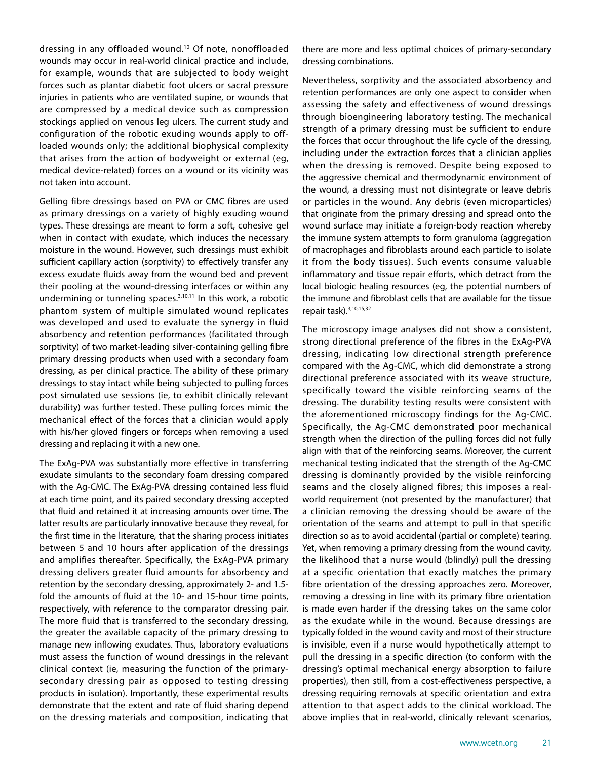dressing in any offloaded wound.[10] Of note, nonoffloaded wounds may occur in real-world clinical practice and include, for example, wounds that are subjected to body weight forces such as plantar diabetic foot ulcers or sacral pressure injuries in patients who are ventilated supine, or wounds that are compressed by a medical device such as compression stockings applied on venous leg ulcers. The current study and configuration of the robotic exuding wounds apply to offloaded wounds only; the additional biophysical complexity that arises from the action of bodyweight or external (eg, medical device-related) forces on a wound or its vicinity was not taken into account.

Gelling fibre dressings based on PVA or CMC fibres are used as primary dressings on a variety of highly exuding wound types. These dressings are meant to form a soft, cohesive gel when in contact with exudate, which induces the necessary moisture in the wound. However, such dressings must exhibit sufficient capillary action (sorptivity) to effectively transfer any excess exudate fluids away from the wound bed and prevent their pooling at the wound-dressing interfaces or within any undermining or tunneling spaces.[3,10,11] In this work, a robotic phantom system of multiple simulated wound replicates was developed and used to evaluate the synergy in fluid absorbency and retention performances (facilitated through sorptivity) of two market-leading silver-containing gelling fibre primary dressing products when used with a secondary foam dressing, as per clinical practice. The ability of these primary dressings to stay intact while being subjected to pulling forces post simulated use sessions (ie, to exhibit clinically relevant durability) was further tested. These pulling forces mimic the mechanical effect of the forces that a clinician would apply with his/her gloved fingers or forceps when removing a used dressing and replacing it with a new one.

The ExAg-PVA was substantially more effective in transferring exudate simulants to the secondary foam dressing compared with the Ag-CMC. The ExAg-PVA dressing contained less fluid at each time point, and its paired secondary dressing accepted that fluid and retained it at increasing amounts over time. The latter results are particularly innovative because they reveal, for the first time in the literature, that the sharing process initiates between 5 and 10 hours after application of the dressings and amplifies thereafter. Specifically, the ExAg-PVA primary dressing delivers greater fluid amounts for absorbency and retention by the secondary dressing, approximately 2- and 1.5-fold the amounts of fluid at the 10- and 15-hour time points, respectively, with reference to the comparator dressing pair. The more fluid that is transferred to the secondary dressing, the greater the available capacity of the primary dressing to manage new inflowing exudates. Thus, laboratory evaluations must assess the function of wound dressings in the relevant clinical context (ie, measuring the function of the primary-secondary dressing pair as opposed to testing dressing products in isolation). Importantly, these experimental results demonstrate that the extent and rate of fluid sharing depend on the dressing materials and composition, indicating that there are more and less optimal choices of primary-secondary dressing combinations.

Nevertheless, sorptivity and the associated absorbency and retention performances are only one aspect to consider when assessing the safety and effectiveness of wound dressings through bioengineering laboratory testing. The mechanical strength of a primary dressing must be sufficient to endure the forces that occur throughout the life cycle of the dressing, including under the extraction forces that a clinician applies when the dressing is removed. Despite being exposed to the aggressive chemical and thermodynamic environment of the wound, a dressing must not disintegrate or leave debris or particles in the wound. Any debris (even microparticles) that originate from the primary dressing and spread onto the wound surface may initiate a foreign-body reaction whereby the immune system attempts to form granuloma (aggregation of macrophages and fibroblasts around each particle to isolate it from the body tissues). Such events consume valuable inflammatory and tissue repair efforts, which detract from the local biologic healing resources (eg, the potential numbers of the immune and fibroblast cells that are available for the tissue repair task).[3,10,15,32]

The microscopy image analyses did not show a consistent, strong directional preference of the fibres in the ExAg-PVA dressing, indicating low directional strength preference compared with the Ag-CMC, which did demonstrate a strong directional preference associated with its weave structure, specifically toward the visible reinforcing seams of the dressing. The durability testing results were consistent with the aforementioned microscopy findings for the Ag-CMC. Specifically, the Ag-CMC demonstrated poor mechanical strength when the direction of the pulling forces did not fully align with that of the reinforcing seams. Moreover, the current mechanical testing indicated that the strength of the Ag-CMC dressing is dominantly provided by the visible reinforcing seams and the closely aligned fibres; this imposes a real-world requirement (not presented by the manufacturer) that a clinician removing the dressing should be aware of the orientation of the seams and attempt to pull in that specific direction so as to avoid accidental (partial or complete) tearing. Yet, when removing a primary dressing from the wound cavity, the likelihood that a nurse would (blindly) pull the dressing at a specific orientation that exactly matches the primary fibre orientation of the dressing approaches zero. Moreover, removing a dressing in line with its primary fibre orientation is made even harder if the dressing takes on the same color as the exudate while in the wound. Because dressings are typically folded in the wound cavity and most of their structure is invisible, even if a nurse would hypothetically attempt to pull the dressing in a specific direction (to conform with the dressing's optimal mechanical energy absorption to failure properties), then still, from a cost-effectiveness perspective, a dressing requiring removals at specific orientation and extra attention to that aspect adds to the clinical workload. The above implies that in real-world, clinically relevant scenarios,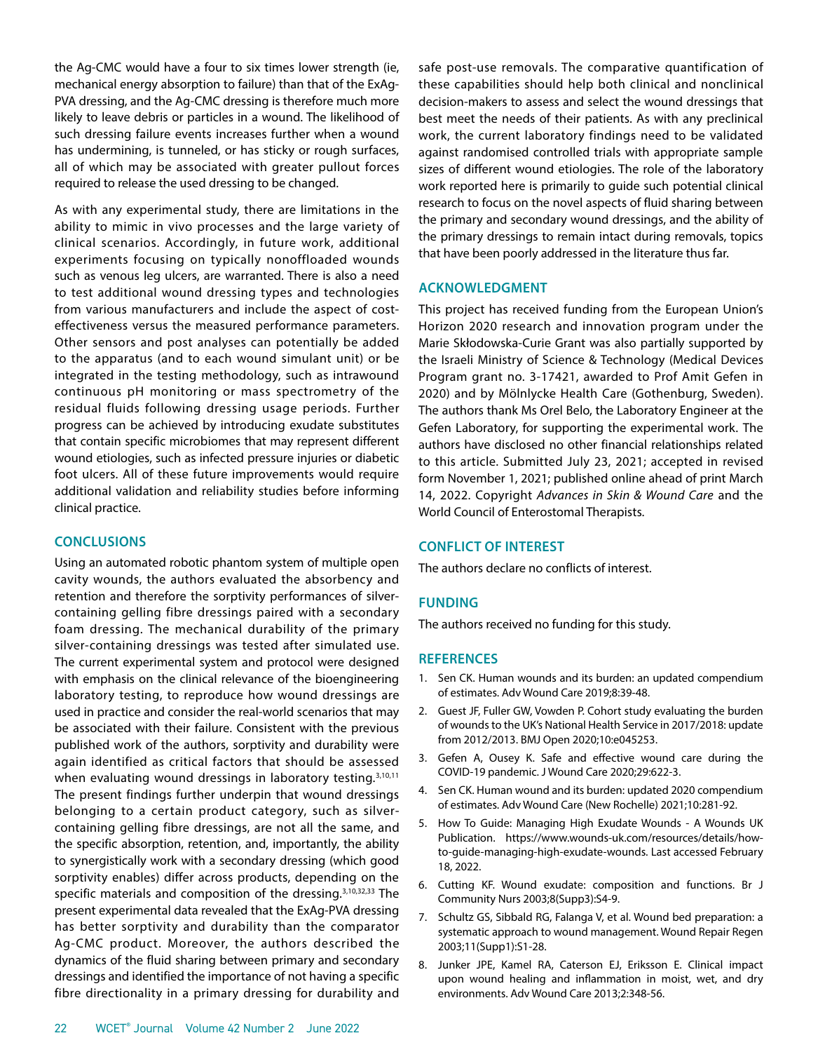the Ag-CMC would have a four to six times lower strength (ie, mechanical energy absorption to failure) than that of the ExAg-PVA dressing, and the Ag-CMC dressing is therefore much more likely to leave debris or particles in a wound. The likelihood of such dressing failure events increases further when a wound has undermining, is tunneled, or has sticky or rough surfaces, all of which may be associated with greater pullout forces required to release the used dressing to be changed.

As with any experimental study, there are limitations in the ability to mimic in vivo processes and the large variety of clinical scenarios. Accordingly, in future work, additional experiments focusing on typically nonoffloaded wounds such as venous leg ulcers, are warranted. There is also a need to test additional wound dressing types and technologies from various manufacturers and include the aspect of cost-effectiveness versus the measured performance parameters. Other sensors and post analyses can potentially be added to the apparatus (and to each wound simulant unit) or be integrated in the testing methodology, such as intrawound continuous pH monitoring or mass spectrometry of the residual fluids following dressing usage periods. Further progress can be achieved by introducing exudate substitutes that contain specific microbiomes that may represent different wound etiologies, such as infected pressure injuries or diabetic foot ulcers. All of these future improvements would require additional validation and reliability studies before informing clinical practice.

## CONCLUSIONS

Using an automated robotic phantom system of multiple open cavity wounds, the authors evaluated the absorbency and retention and therefore the sorptivity performances of silver-containing gelling fibre dressings paired with a secondary foam dressing. The mechanical durability of the primary silver-containing dressings was tested after simulated use. The current experimental system and protocol were designed with emphasis on the clinical relevance of the bioengineering laboratory testing, to reproduce how wound dressings are used in practice and consider the real-world scenarios that may be associated with their failure. Consistent with the previous published work of the authors, sorptivity and durability were again identified as critical factors that should be assessed when evaluating wound dressings in laboratory testing.[3,10,11] The present findings further underpin that wound dressings belonging to a certain product category, such as silver-containing gelling fibre dressings, are not all the same, and the specific absorption, retention, and, importantly, the ability to synergistically work with a secondary dressing (which good sorptivity enables) differ across products, depending on the specific materials and composition of the dressing.[3,10,32,33] The present experimental data revealed that the ExAg-PVA dressing has better sorptivity and durability than the comparator Ag-CMC product. Moreover, the authors described the dynamics of the fluid sharing between primary and secondary dressings and identified the importance of not having a specific fibre directionality in a primary dressing for durability and safe post-use removals. The comparative quantification of these capabilities should help both clinical and nonclinical decision-makers to assess and select the wound dressings that best meet the needs of their patients. As with any preclinical work, the current laboratory findings need to be validated against randomised controlled trials with appropriate sample sizes of different wound etiologies. The role of the laboratory work reported here is primarily to guide such potential clinical research to focus on the novel aspects of fluid sharing between the primary and secondary wound dressings, and the ability of the primary dressings to remain intact during removals, topics that have been poorly addressed in the literature thus far.

## ACKNOWLEDGMENT

This project has received funding from the European Union's Horizon 2020 research and innovation program under the Marie Skłodowska-Curie Grant was also partially supported by the Israeli Ministry of Science & Technology (Medical Devices Program grant no. 3-17421, awarded to Prof Amit Gefen in 2020) and by Mölnlycke Health Care (Gothenburg, Sweden). The authors thank Ms Orel Belo, the Laboratory Engineer at the Gefen Laboratory, for supporting the experimental work. The authors have disclosed no other financial relationships related to this article. Submitted July 23, 2021; accepted in revised form November 1, 2021; published online ahead of print March 14, 2022. Copyright *Advances in Skin & Wound Care* and the World Council of Enterostomal Therapists.

## CONFLICT OF INTEREST

The authors declare no conflicts of interest.

## FUNDING

The authors received no funding for this study.

## REFERENCES

1. Sen CK. Human wounds and its burden: an updated compendium of estimates. Adv Wound Care 2019;8:39-48.
2. Guest JF, Fuller GW, Vowden P. Cohort study evaluating the burden of wounds to the UK's National Health Service in 2017/2018: update from 2012/2013. BMJ Open 2020;10:e045253.
3. Gefen A, Ousey K. Safe and effective wound care during the COVID-19 pandemic. J Wound Care 2020;29:622-3.
4. Sen CK. Human wound and its burden: updated 2020 compendium of estimates. Adv Wound Care (New Rochelle) 2021;10:281-92.
5. How To Guide: Managing High Exudate Wounds - A Wounds UK Publication. https://www.wounds-uk.com/resources/details/how-to-guide-managing-high-exudate-wounds. Last accessed February 18, 2022.
6. Cutting KF. Wound exudate: composition and functions. Br J Community Nurs 2003;8(Supp3):S4-9.
7. Schultz GS, Sibbald RG, Falanga V, et al. Wound bed preparation: a systematic approach to wound management. Wound Repair Regen 2003;11(Supp1):S1-28.
8. Junker JPE, Kamel RA, Caterson EJ, Eriksson E. Clinical impact upon wound healing and inflammation in moist, wet, and dry environments. Adv Wound Care 2013;2:348-56.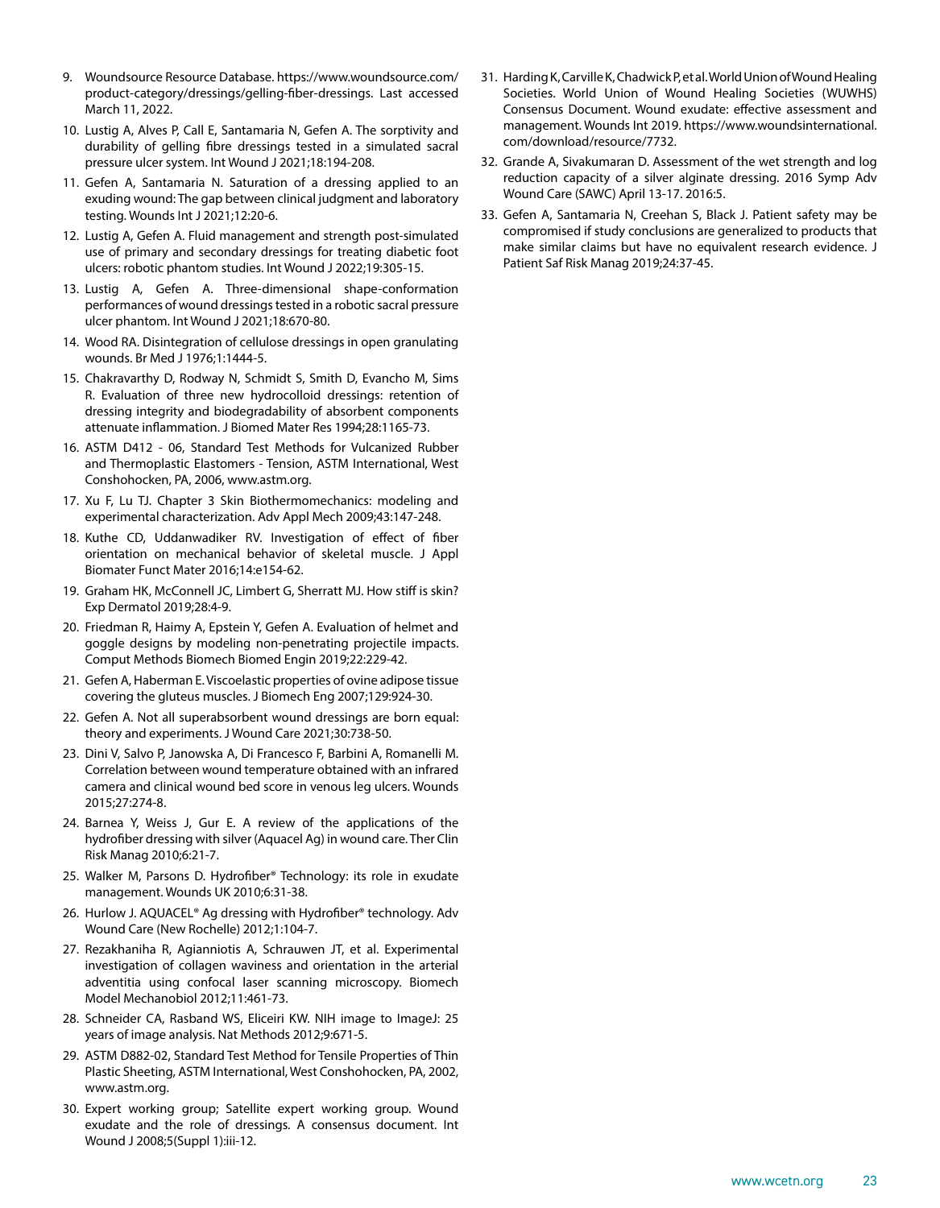9. Woundsource Resource Database. https://www.woundsource.com/product-category/dressings/gelling-fiber-dressings. Last accessed March 11, 2022.
10. Lustig A, Alves P, Call E, Santamaria N, Gefen A. The sorptivity and durability of gelling fibre dressings tested in a simulated sacral pressure ulcer system. Int Wound J 2021;18:194-208.
11. Gefen A, Santamaria N. Saturation of a dressing applied to an exuding wound: The gap between clinical judgment and laboratory testing. Wounds Int J 2021;12:20-6.
12. Lustig A, Gefen A. Fluid management and strength post-simulated use of primary and secondary dressings for treating diabetic foot ulcers: robotic phantom studies. Int Wound J 2022;19:305-15.
13. Lustig A, Gefen A. Three-dimensional shape-conformation performances of wound dressings tested in a robotic sacral pressure ulcer phantom. Int Wound J 2021;18:670-80.
14. Wood RA. Disintegration of cellulose dressings in open granulating wounds. Br Med J 1976;1:1444-5.
15. Chakravarthy D, Rodway N, Schmidt S, Smith D, Evancho M, Sims R. Evaluation of three new hydrocolloid dressings: retention of dressing integrity and biodegradability of absorbent components attenuate inflammation. J Biomed Mater Res 1994;28:1165-73.
16. ASTM D412 - 06, Standard Test Methods for Vulcanized Rubber and Thermoplastic Elastomers - Tension, ASTM International, West Conshohocken, PA, 2006, www.astm.org.
17. Xu F, Lu TJ. Chapter 3 Skin Biothermomechanics: modeling and experimental characterization. Adv Appl Mech 2009;43:147-248.
18. Kuthe CD, Uddanwadiker RV. Investigation of effect of fiber orientation on mechanical behavior of skeletal muscle. J Appl Biomater Funct Mater 2016;14:e154-62.
19. Graham HK, McConnell JC, Limbert G, Sherratt MJ. How stiff is skin? Exp Dermatol 2019;28:4-9.
20. Friedman R, Haimy A, Epstein Y, Gefen A. Evaluation of helmet and goggle designs by modeling non-penetrating projectile impacts. Comput Methods Biomech Biomed Engin 2019;22:229-42.
21. Gefen A, Haberman E. Viscoelastic properties of ovine adipose tissue covering the gluteus muscles. J Biomech Eng 2007;129:924-30.
22. Gefen A. Not all superabsorbent wound dressings are born equal: theory and experiments. J Wound Care 2021;30:738-50.
23. Dini V, Salvo P, Janowska A, Di Francesco F, Barbini A, Romanelli M. Correlation between wound temperature obtained with an infrared camera and clinical wound bed score in venous leg ulcers. Wounds 2015;27:274-8.
24. Barnea Y, Weiss J, Gur E. A review of the applications of the hydrofiber dressing with silver (Aquacel Ag) in wound care. Ther Clin Risk Manag 2010;6:21-7.
25. Walker M, Parsons D. Hydrofiber® Technology: its role in exudate management. Wounds UK 2010;6:31-38.
26. Hurlow J. AQUACEL® Ag dressing with Hydrofiber® technology. Adv Wound Care (New Rochelle) 2012;1:104-7.
27. Rezakhaniha R, Agianniotis A, Schrauwen JT, et al. Experimental investigation of collagen waviness and orientation in the arterial adventitia using confocal laser scanning microscopy. Biomech Model Mechanobiol 2012;11:461-73.
28. Schneider CA, Rasband WS, Eliceiri KW. NIH image to ImageJ: 25 years of image analysis. Nat Methods 2012;9:671-5.
29. ASTM D882-02, Standard Test Method for Tensile Properties of Thin Plastic Sheeting, ASTM International, West Conshohocken, PA, 2002, www.astm.org.
30. Expert working group; Satellite expert working group. Wound exudate and the role of dressings. A consensus document. Int Wound J 2008;5(Suppl 1):iii-12.
31. Harding K, Carville K, Chadwick P, et al. World Union of Wound Healing Societies. World Union of Wound Healing Societies (WUWHS) Consensus Document. Wound exudate: effective assessment and management. Wounds Int 2019. https://www.woundsinternational.com/download/resource/7732.
32. Grande A, Sivakumaran D. Assessment of the wet strength and log reduction capacity of a silver alginate dressing. 2016 Symp Adv Wound Care (SAWC) April 13-17. 2016:5.
33. Gefen A, Santamaria N, Creehan S, Black J. Patient safety may be compromised if study conclusions are generalized to products that make similar claims but have no equivalent research evidence. J Patient Saf Risk Manag 2019;24:37-45.